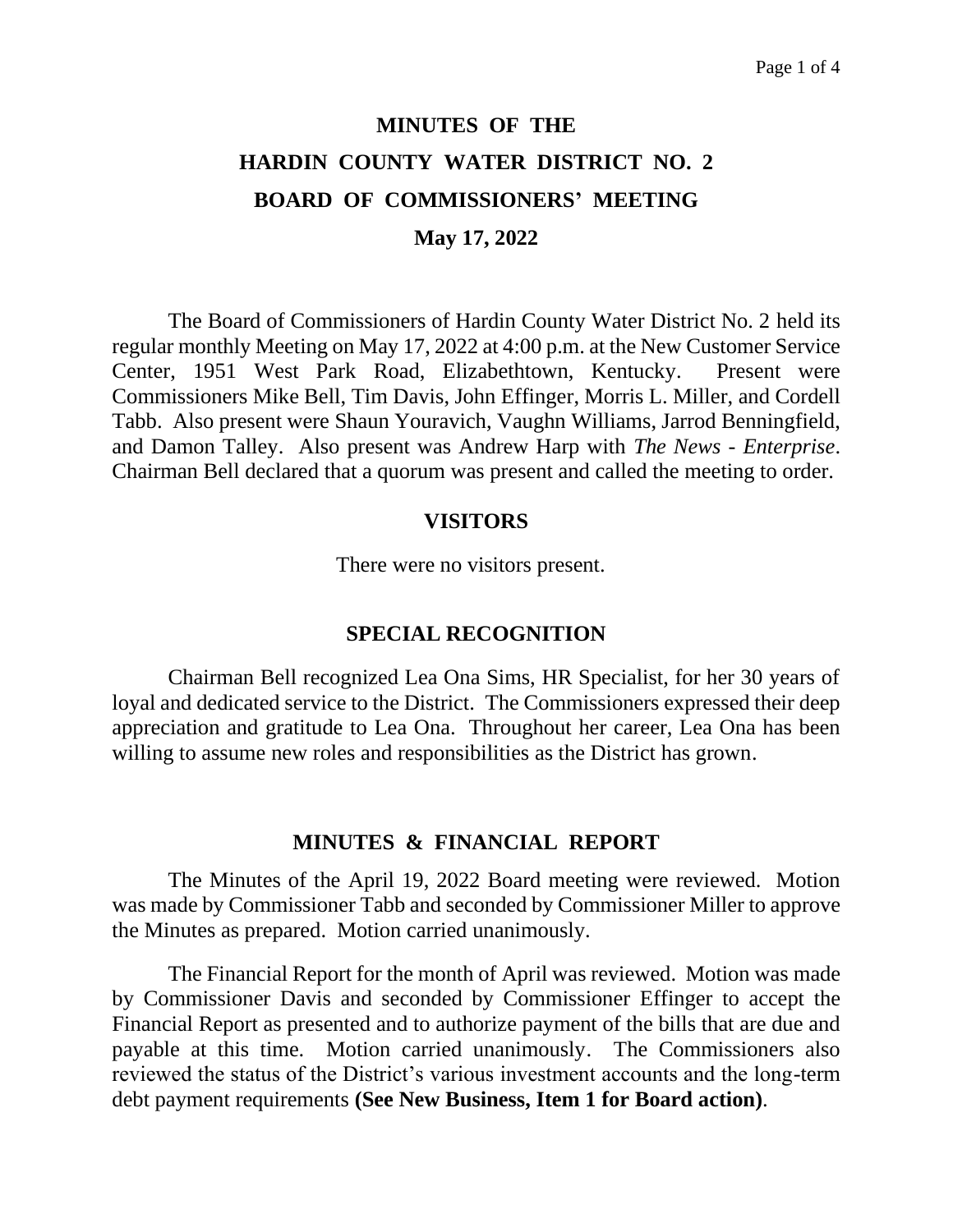# MINUTES OF THE
# HARDIN COUNTY WATER DISTRICT NO. 2
# BOARD OF COMMISSIONERS' MEETING

**May 17, 2022**

The Board of Commissioners of Hardin County Water District No. 2 held its regular monthly Meeting on May 17, 2022 at 4:00 p.m. at the New Customer Service Center, 1951 West Park Road, Elizabethtown, Kentucky. Present were Commissioners Mike Bell, Tim Davis, John Effinger, Morris L. Miller, and Cordell Tabb. Also present were Shaun Youravich, Vaughn Williams, Jarrod Benningfield, and Damon Talley. Also present was Andrew Harp with *The News - Enterprise*. Chairman Bell declared that a quorum was present and called the meeting to order.

## VISITORS

There were no visitors present.

## SPECIAL RECOGNITION

Chairman Bell recognized Lea Ona Sims, HR Specialist, for her 30 years of loyal and dedicated service to the District. The Commissioners expressed their deep appreciation and gratitude to Lea Ona. Throughout her career, Lea Ona has been willing to assume new roles and responsibilities as the District has grown.

## MINUTES & FINANCIAL REPORT

The Minutes of the April 19, 2022 Board meeting were reviewed. Motion was made by Commissioner Tabb and seconded by Commissioner Miller to approve the Minutes as prepared. Motion carried unanimously.

The Financial Report for the month of April was reviewed. Motion was made by Commissioner Davis and seconded by Commissioner Effinger to accept the Financial Report as presented and to authorize payment of the bills that are due and payable at this time. Motion carried unanimously. The Commissioners also reviewed the status of the District's various investment accounts and the long-term debt payment requirements **(See New Business, Item 1 for Board action)**.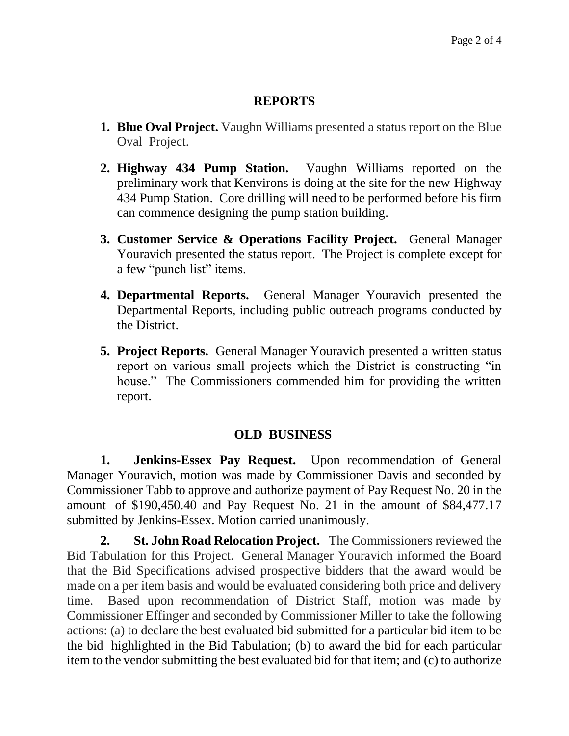## REPORTS

1. **Blue Oval Project.** Vaughn Williams presented a status report on the Blue Oval Project.

2. **Highway 434 Pump Station.** Vaughn Williams reported on the preliminary work that Kenvirons is doing at the site for the new Highway 434 Pump Station. Core drilling will need to be performed before his firm can commence designing the pump station building.

3. **Customer Service & Operations Facility Project.** General Manager Youravich presented the status report. The Project is complete except for a few "punch list" items.

4. **Departmental Reports.** General Manager Youravich presented the Departmental Reports, including public outreach programs conducted by the District.

5. **Project Reports.** General Manager Youravich presented a written status report on various small projects which the District is constructing "in house." The Commissioners commended him for providing the written report.

## OLD BUSINESS

**1. Jenkins-Essex Pay Request.** Upon recommendation of General Manager Youravich, motion was made by Commissioner Davis and seconded by Commissioner Tabb to approve and authorize payment of Pay Request No. 20 in the amount of $190,450.40 and Pay Request No. 21 in the amount of $84,477.17 submitted by Jenkins-Essex. Motion carried unanimously.

**2. St. John Road Relocation Project.** The Commissioners reviewed the Bid Tabulation for this Project. General Manager Youravich informed the Board that the Bid Specifications advised prospective bidders that the award would be made on a per item basis and would be evaluated considering both price and delivery time. Based upon recommendation of District Staff, motion was made by Commissioner Effinger and seconded by Commissioner Miller to take the following actions: (a) to declare the best evaluated bid submitted for a particular bid item to be the bid highlighted in the Bid Tabulation; (b) to award the bid for each particular item to the vendor submitting the best evaluated bid for that item; and (c) to authorize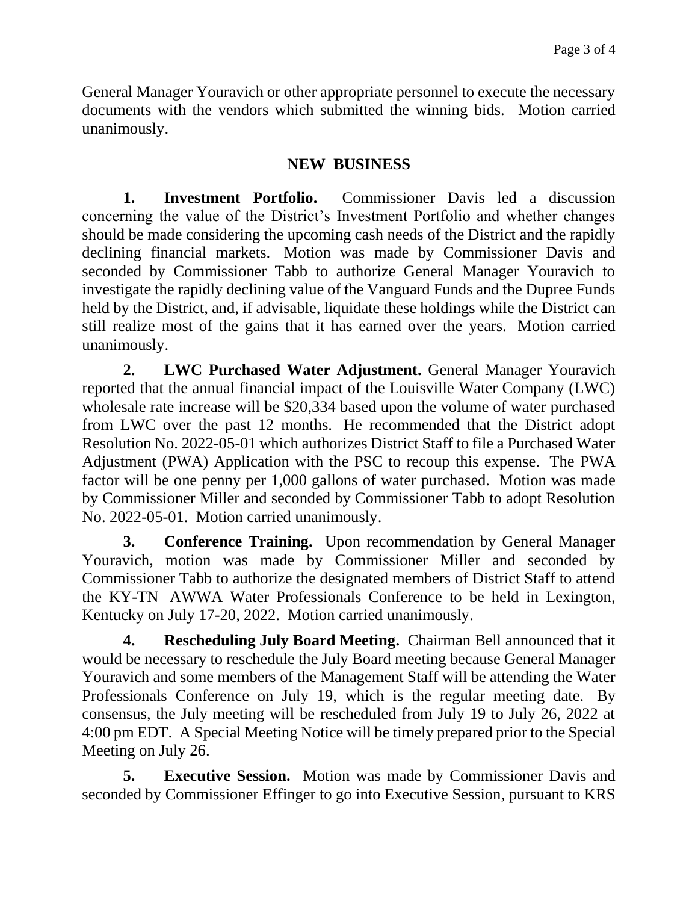General Manager Youravich or other appropriate personnel to execute the necessary documents with the vendors which submitted the winning bids. Motion carried unanimously.

## NEW BUSINESS

**1. Investment Portfolio.** Commissioner Davis led a discussion concerning the value of the District's Investment Portfolio and whether changes should be made considering the upcoming cash needs of the District and the rapidly declining financial markets. Motion was made by Commissioner Davis and seconded by Commissioner Tabb to authorize General Manager Youravich to investigate the rapidly declining value of the Vanguard Funds and the Dupree Funds held by the District, and, if advisable, liquidate these holdings while the District can still realize most of the gains that it has earned over the years. Motion carried unanimously.

**2. LWC Purchased Water Adjustment.** General Manager Youravich reported that the annual financial impact of the Louisville Water Company (LWC) wholesale rate increase will be $20,334 based upon the volume of water purchased from LWC over the past 12 months. He recommended that the District adopt Resolution No. 2022-05-01 which authorizes District Staff to file a Purchased Water Adjustment (PWA) Application with the PSC to recoup this expense. The PWA factor will be one penny per 1,000 gallons of water purchased. Motion was made by Commissioner Miller and seconded by Commissioner Tabb to adopt Resolution No. 2022-05-01. Motion carried unanimously.

**3. Conference Training.** Upon recommendation by General Manager Youravich, motion was made by Commissioner Miller and seconded by Commissioner Tabb to authorize the designated members of District Staff to attend the KY-TN AWWA Water Professionals Conference to be held in Lexington, Kentucky on July 17-20, 2022. Motion carried unanimously.

**4. Rescheduling July Board Meeting.** Chairman Bell announced that it would be necessary to reschedule the July Board meeting because General Manager Youravich and some members of the Management Staff will be attending the Water Professionals Conference on July 19, which is the regular meeting date. By consensus, the July meeting will be rescheduled from July 19 to July 26, 2022 at 4:00 pm EDT. A Special Meeting Notice will be timely prepared prior to the Special Meeting on July 26.

**5. Executive Session.** Motion was made by Commissioner Davis and seconded by Commissioner Effinger to go into Executive Session, pursuant to KRS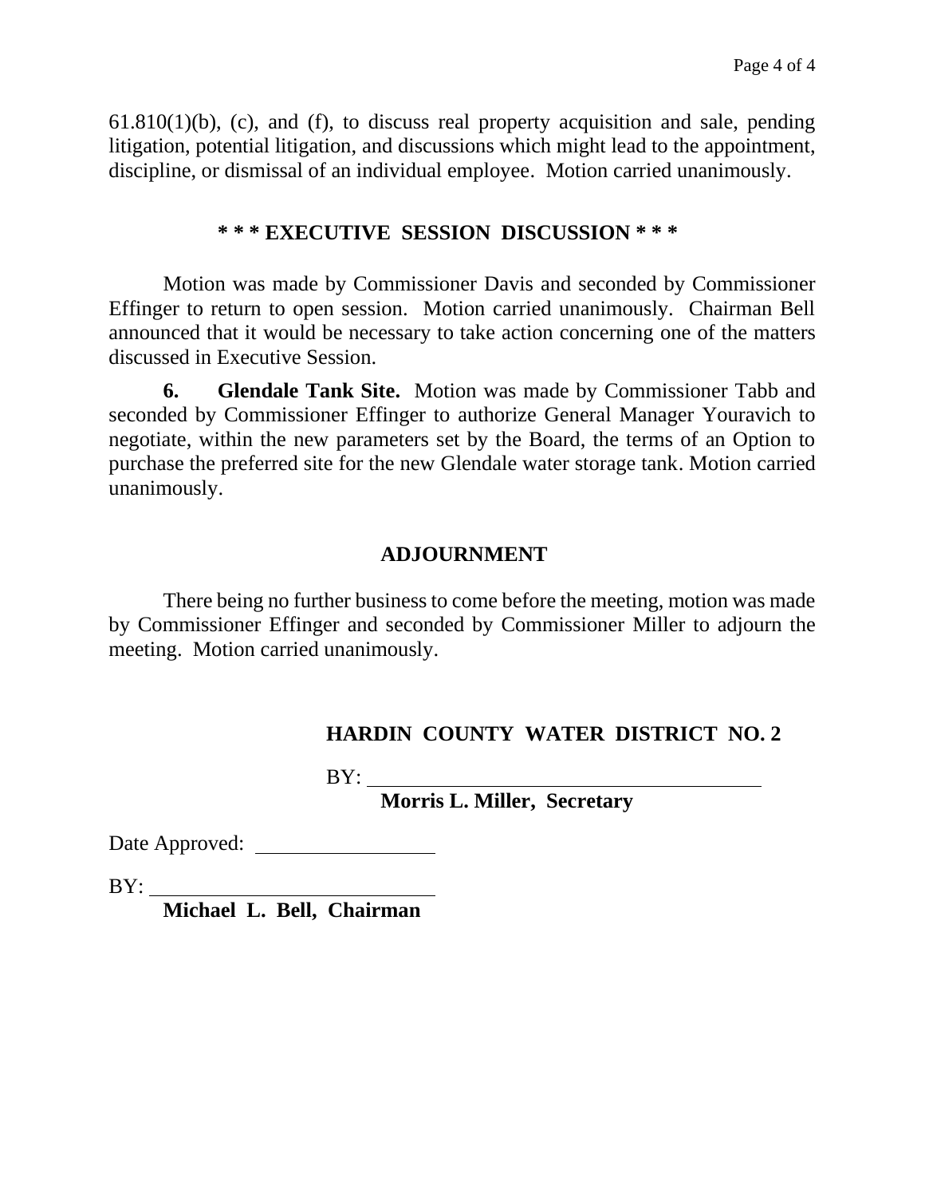61.810(1)(b), (c), and (f), to discuss real property acquisition and sale, pending litigation, potential litigation, and discussions which might lead to the appointment, discipline, or dismissal of an individual employee. Motion carried unanimously.

**\* \* \* EXECUTIVE SESSION DISCUSSION \* \* \***

Motion was made by Commissioner Davis and seconded by Commissioner Effinger to return to open session. Motion carried unanimously. Chairman Bell announced that it would be necessary to take action concerning one of the matters discussed in Executive Session.

**6. Glendale Tank Site.** Motion was made by Commissioner Tabb and seconded by Commissioner Effinger to authorize General Manager Youravich to negotiate, within the new parameters set by the Board, the terms of an Option to purchase the preferred site for the new Glendale water storage tank. Motion carried unanimously.

## ADJOURNMENT

There being no further business to come before the meeting, motion was made by Commissioner Effinger and seconded by Commissioner Miller to adjourn the meeting. Motion carried unanimously.

**HARDIN COUNTY WATER DISTRICT NO. 2**

BY: ______________________________

**Morris L. Miller, Secretary**

Date Approved: ________________

BY: ______________________________

**Michael L. Bell, Chairman**